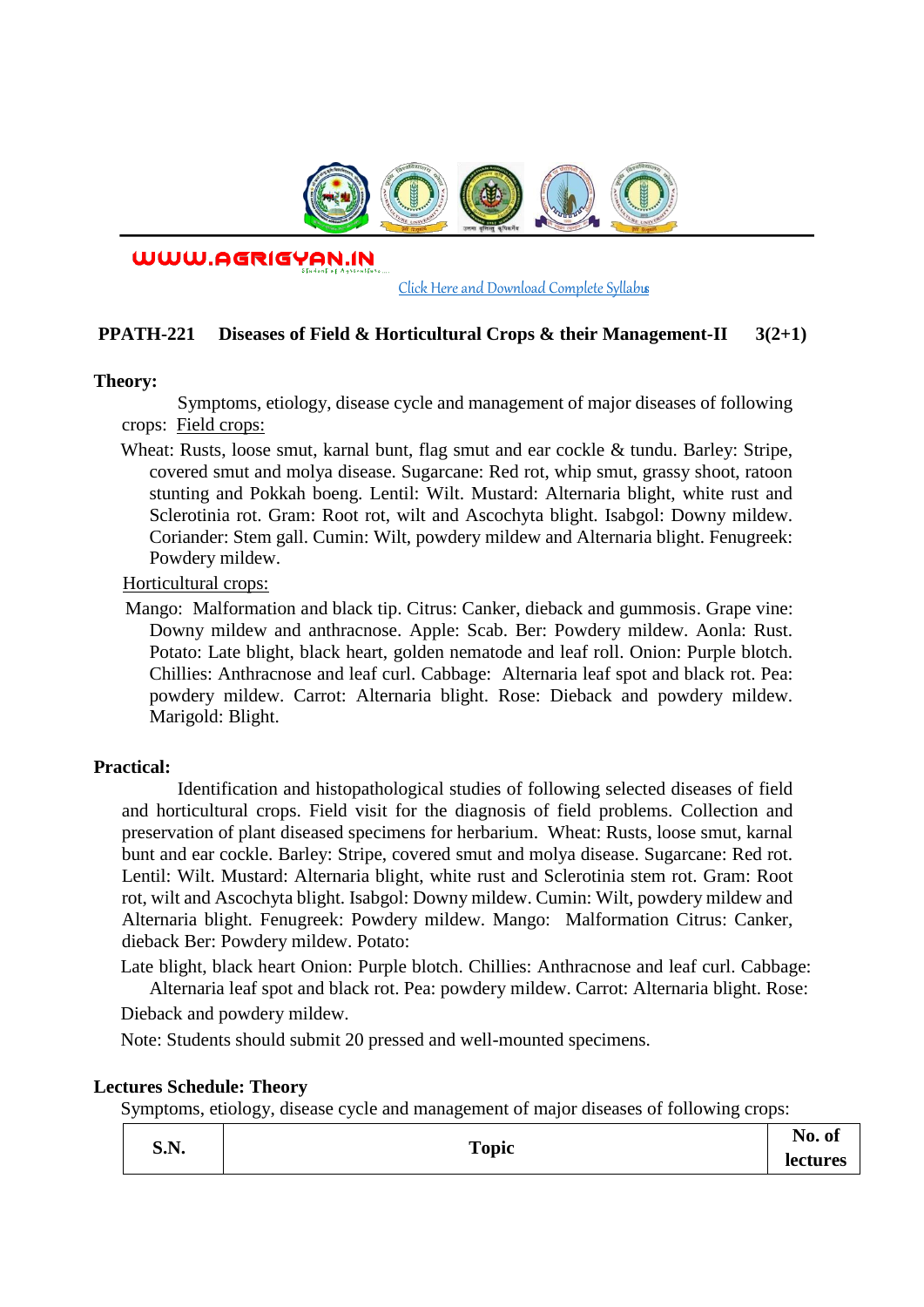WWW.AGRIGYAN.IN

[Click Here and Download Complete Syllabus](#)

## PPATH-221 Diseases of Field & Horticultural Crops & their Management-II 3(2+1)

**Theory:**

Symptoms, etiology, disease cycle and management of major diseases of following crops: Field crops:

Wheat: Rusts, loose smut, karnal bunt, flag smut and ear cockle & tundu. Barley: Stripe, covered smut and molya disease. Sugarcane: Red rot, whip smut, grassy shoot, ratoon stunting and Pokkah boeng. Lentil: Wilt. Mustard: Alternaria blight, white rust and Sclerotinia rot. Gram: Root rot, wilt and Ascochyta blight. Isabgol: Downy mildew. Coriander: Stem gall. Cumin: Wilt, powdery mildew and Alternaria blight. Fenugreek: Powdery mildew.

Horticultural crops:

Mango: Malformation and black tip. Citrus: Canker, dieback and gummosis. Grape vine: Downy mildew and anthracnose. Apple: Scab. Ber: Powdery mildew. Aonla: Rust. Potato: Late blight, black heart, golden nematode and leaf roll. Onion: Purple blotch. Chillies: Anthracnose and leaf curl. Cabbage: Alternaria leaf spot and black rot. Pea: powdery mildew. Carrot: Alternaria blight. Rose: Dieback and powdery mildew. Marigold: Blight.

**Practical:**

Identification and histopathological studies of following selected diseases of field and horticultural crops. Field visit for the diagnosis of field problems. Collection and preservation of plant diseased specimens for herbarium. Wheat: Rusts, loose smut, karnal bunt and ear cockle. Barley: Stripe, covered smut and molya disease. Sugarcane: Red rot. Lentil: Wilt. Mustard: Alternaria blight, white rust and Sclerotinia stem rot. Gram: Root rot, wilt and Ascochyta blight. Isabgol: Downy mildew. Cumin: Wilt, powdery mildew and Alternaria blight. Fenugreek: Powdery mildew. Mango: Malformation Citrus: Canker, dieback Ber: Powdery mildew. Potato:

Late blight, black heart Onion: Purple blotch. Chillies: Anthracnose and leaf curl. Cabbage: Alternaria leaf spot and black rot. Pea: powdery mildew. Carrot: Alternaria blight. Rose: Dieback and powdery mildew.

Note: Students should submit 20 pressed and well-mounted specimens.

**Lectures Schedule: Theory**

Symptoms, etiology, disease cycle and management of major diseases of following crops:

| S.N. | Topic | No. of lectures |
|---|---|---|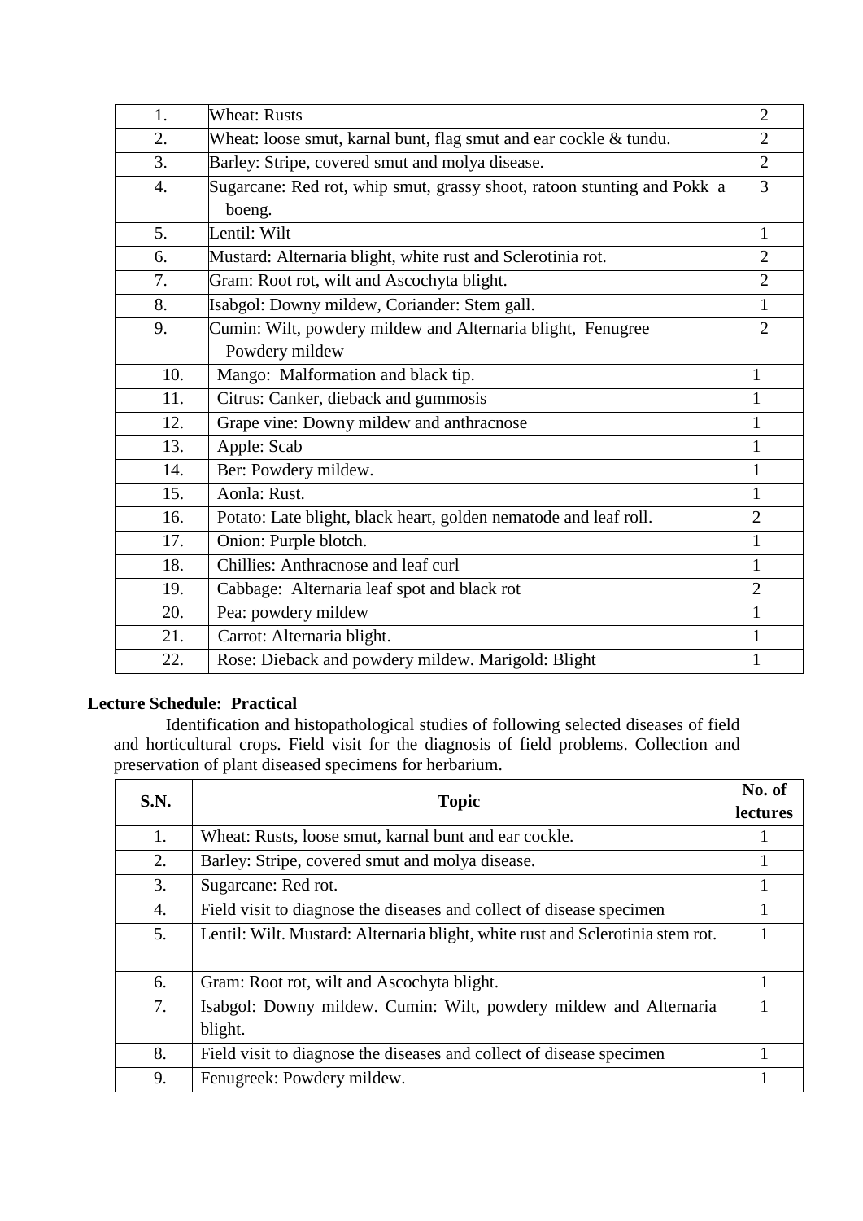| | | |
|---|---|---|
| 1. | Wheat: Rusts | 2 |
| 2. | Wheat: loose smut, karnal bunt, flag smut and ear cockle & tundu. | 2 |
| 3. | Barley: Stripe, covered smut and molya disease. | 2 |
| 4. | Sugarcane: Red rot, whip smut, grassy shoot, ratoon stunting and Pokk a boeng. | 3 |
| 5. | Lentil: Wilt | 1 |
| 6. | Mustard: Alternaria blight, white rust and Sclerotinia rot. | 2 |
| 7. | Gram: Root rot, wilt and Ascochyta blight. | 2 |
| 8. | Isabgol: Downy mildew, Coriander: Stem gall. | 1 |
| 9. | Cumin: Wilt, powdery mildew and Alternaria blight, Fenugree Powdery mildew | 2 |
| 10. | Mango: Malformation and black tip. | 1 |
| 11. | Citrus: Canker, dieback and gummosis | 1 |
| 12. | Grape vine: Downy mildew and anthracnose | 1 |
| 13. | Apple: Scab | 1 |
| 14. | Ber: Powdery mildew. | 1 |
| 15. | Aonla: Rust. | 1 |
| 16. | Potato: Late blight, black heart, golden nematode and leaf roll. | 2 |
| 17. | Onion: Purple blotch. | 1 |
| 18. | Chillies: Anthracnose and leaf curl | 1 |
| 19. | Cabbage: Alternaria leaf spot and black rot | 2 |
| 20. | Pea: powdery mildew | 1 |
| 21. | Carrot: Alternaria blight. | 1 |
| 22. | Rose: Dieback and powdery mildew. Marigold: Blight | 1 |

**Lecture Schedule: Practical**

Identification and histopathological studies of following selected diseases of field and horticultural crops. Field visit for the diagnosis of field problems. Collection and preservation of plant diseased specimens for herbarium.

| S.N. | Topic | No. of lectures |
|---|---|---|
| 1. | Wheat: Rusts, loose smut, karnal bunt and ear cockle. | 1 |
| 2. | Barley: Stripe, covered smut and molya disease. | 1 |
| 3. | Sugarcane: Red rot. | 1 |
| 4. | Field visit to diagnose the diseases and collect of disease specimen | 1 |
| 5. | Lentil: Wilt. Mustard: Alternaria blight, white rust and Sclerotinia stem rot. | 1 |
| 6. | Gram: Root rot, wilt and Ascochyta blight. | 1 |
| 7. | Isabgol: Downy mildew. Cumin: Wilt, powdery mildew and Alternaria blight. | 1 |
| 8. | Field visit to diagnose the diseases and collect of disease specimen | 1 |
| 9. | Fenugreek: Powdery mildew. | 1 |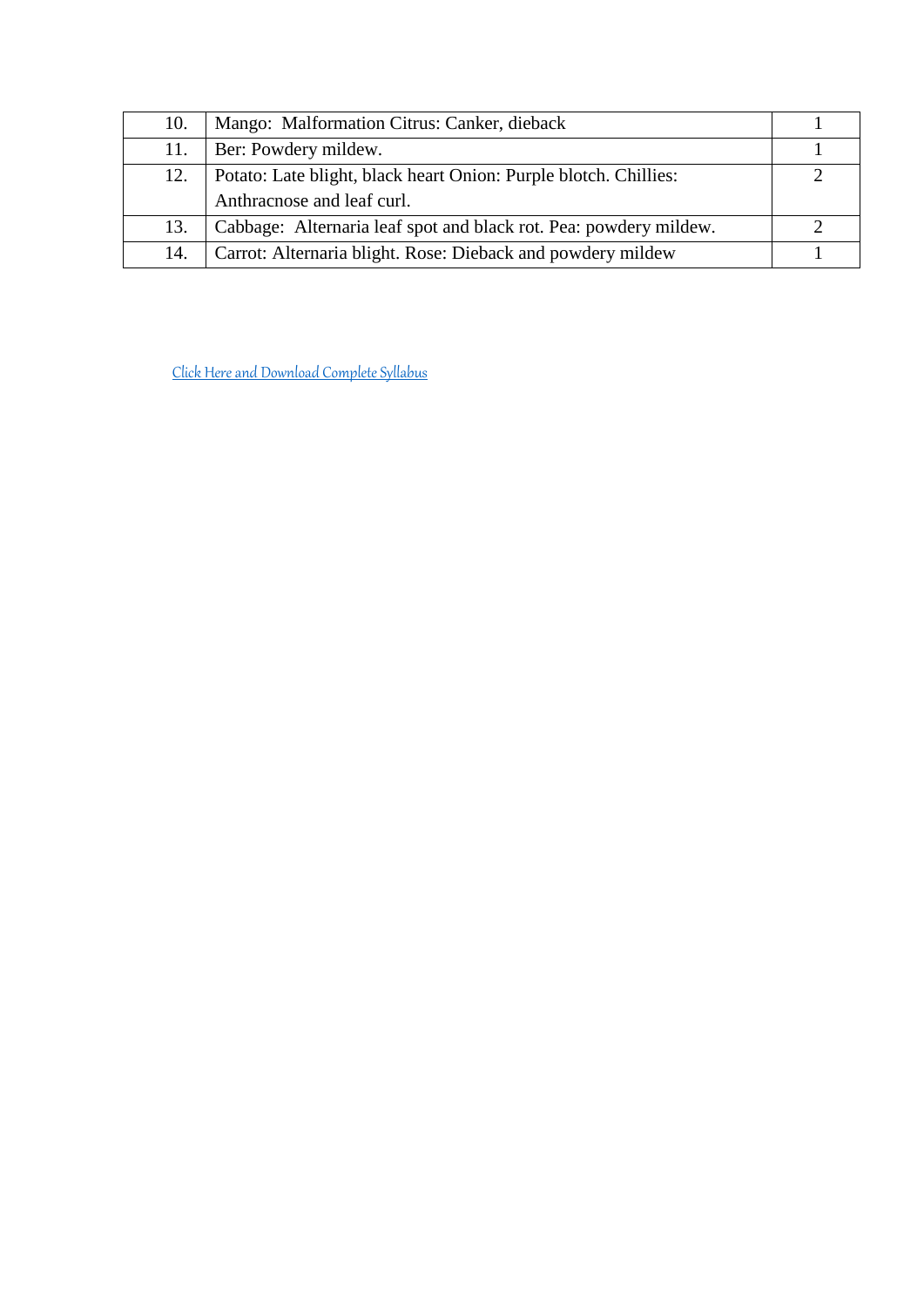| | | |
|---|---|---|
| 10. | Mango: Malformation Citrus: Canker, dieback | 1 |
| 11. | Ber: Powdery mildew. | 1 |
| 12. | Potato: Late blight, black heart Onion: Purple blotch. Chillies: Anthracnose and leaf curl. | 2 |
| 13. | Cabbage: Alternaria leaf spot and black rot. Pea: powdery mildew. | 2 |
| 14. | Carrot: Alternaria blight. Rose: Dieback and powdery mildew | 1 |

Click Here and Download Complete Syllabus